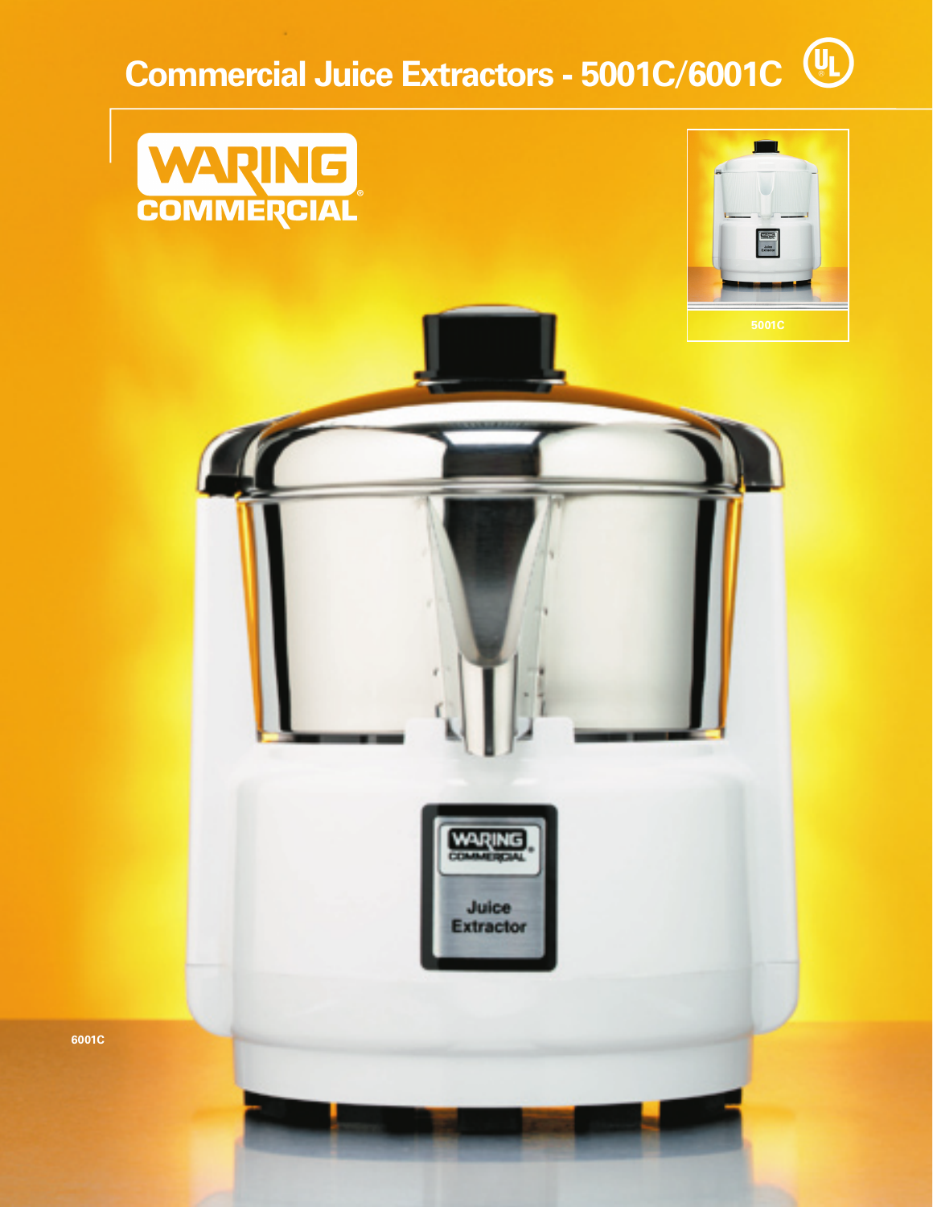# Commercial Juice Extractors - 5001C/6001C

WARING COMMERCIAL

5001C

6001C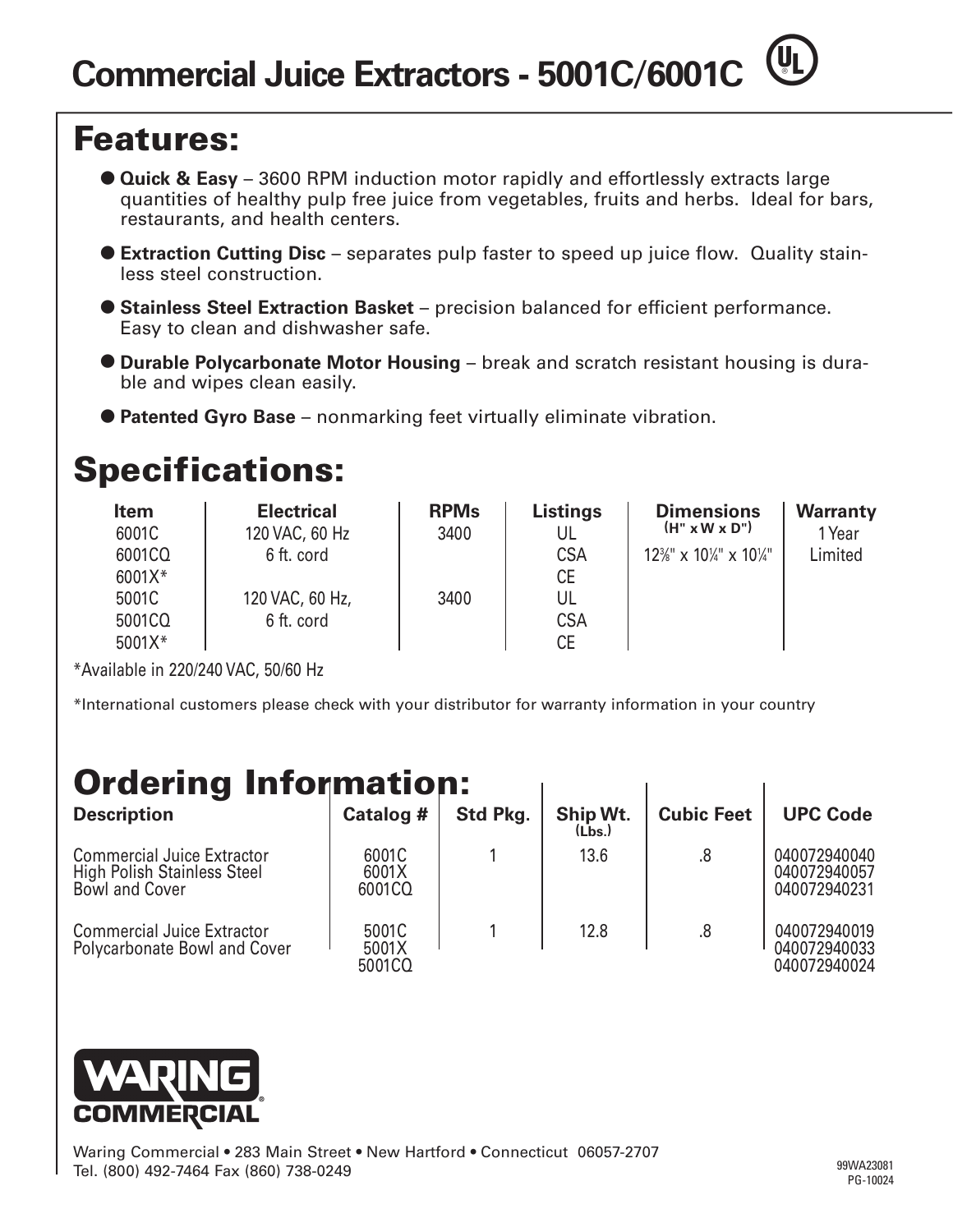# Commercial Juice Extractors - 5001C/6001C

## Features:

- **Quick & Easy** – 3600 RPM induction motor rapidly and effortlessly extracts large quantities of healthy pulp free juice from vegetables, fruits and herbs. Ideal for bars, restaurants, and health centers.
- **Extraction Cutting Disc** – separates pulp faster to speed up juice flow. Quality stainless steel construction.
- **Stainless Steel Extraction Basket** – precision balanced for efficient performance. Easy to clean and dishwasher safe.
- **Durable Polycarbonate Motor Housing** – break and scratch resistant housing is durable and wipes clean easily.
- **Patented Gyro Base** – nonmarking feet virtually eliminate vibration.

## Specifications:

| Item | Electrical | RPMs | Listings | Dimensions (H" x W x D") | Warranty |
|---|---|---|---|---|---|
| 6001C | 120 VAC, 60 Hz | 3400 | UL | | 1 Year |
| 6001CQ | 6 ft. cord | | CSA | 12⅜" x 10¼" x 10¼" | Limited |
| 6001X* | | | CE | | |
| 5001C | 120 VAC, 60 Hz, | 3400 | UL | | |
| 5001CQ | 6 ft. cord | | CSA | | |
| 5001X* | | | CE | | |

*Available in 220/240 VAC, 50/60 Hz

*International customers please check with your distributor for warranty information in your country

## Ordering Information:

| Description | Catalog # | Std Pkg. | Ship Wt. (Lbs.) | Cubic Feet | UPC Code |
|---|---|---|---|---|---|
| Commercial Juice Extractor High Polish Stainless Steel Bowl and Cover | 6001C<br>6001X<br>6001CQ | 1 | 13.6 | .8 | 040072940040<br>040072940057<br>040072940231 |
| Commercial Juice Extractor Polycarbonate Bowl and Cover | 5001C<br>5001X<br>5001CQ | 1 | 12.8 | .8 | 040072940019<br>040072940033<br>040072940024 |

WARING COMMERCIAL

Waring Commercial • 283 Main Street • New Hartford • Connecticut 06057-2707
Tel. (800) 492-7464 Fax (860) 738-0249

99WA23081
PG-10024